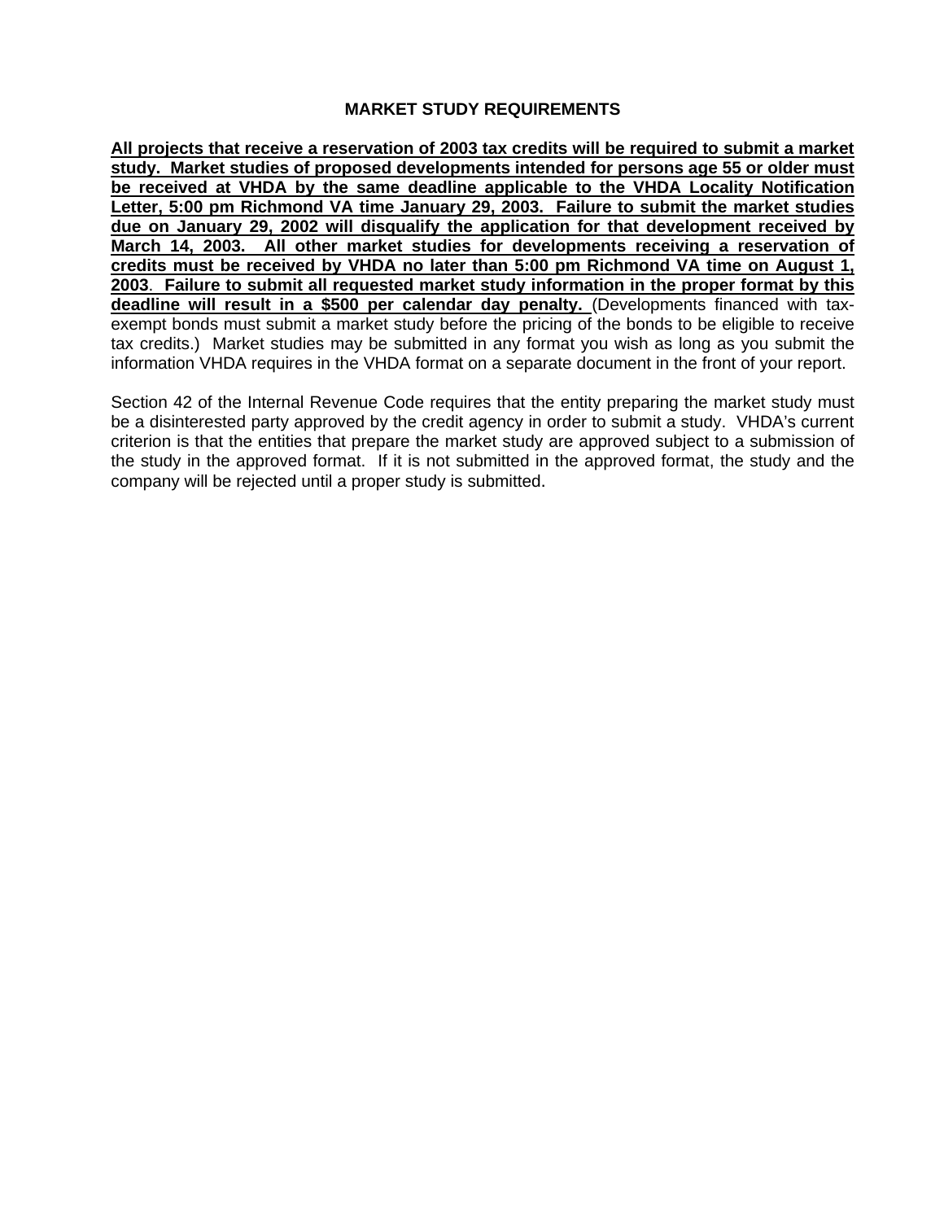# MARKET STUDY REQUIREMENTS

**All projects that receive a reservation of 2003 tax credits will be required to submit a market study. Market studies of proposed developments intended for persons age 55 or older must be received at VHDA by the same deadline applicable to the VHDA Locality Notification Letter, 5:00 pm Richmond VA time January 29, 2003. Failure to submit the market studies due on January 29, 2002 will disqualify the application for that development received by March 14, 2003. All other market studies for developments receiving a reservation of credits must be received by VHDA no later than 5:00 pm Richmond VA time on August 1, 2003. Failure to submit all requested market study information in the proper format by this deadline will result in a $500 per calendar day penalty.** (Developments financed with tax-exempt bonds must submit a market study before the pricing of the bonds to be eligible to receive tax credits.) Market studies may be submitted in any format you wish as long as you submit the information VHDA requires in the VHDA format on a separate document in the front of your report.

Section 42 of the Internal Revenue Code requires that the entity preparing the market study must be a disinterested party approved by the credit agency in order to submit a study. VHDA's current criterion is that the entities that prepare the market study are approved subject to a submission of the study in the approved format. If it is not submitted in the approved format, the study and the company will be rejected until a proper study is submitted.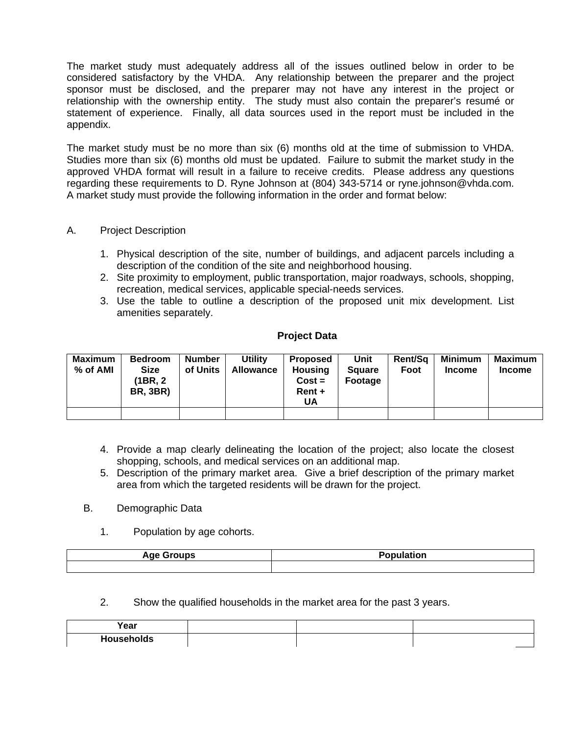The market study must adequately address all of the issues outlined below in order to be considered satisfactory by the VHDA. Any relationship between the preparer and the project sponsor must be disclosed, and the preparer may not have any interest in the project or relationship with the ownership entity. The study must also contain the preparer's resumé or statement of experience. Finally, all data sources used in the report must be included in the appendix.

The market study must be no more than six (6) months old at the time of submission to VHDA. Studies more than six (6) months old must be updated. Failure to submit the market study in the approved VHDA format will result in a failure to receive credits. Please address any questions regarding these requirements to D. Ryne Johnson at (804) 343-5714 or ryne.johnson@vhda.com. A market study must provide the following information in the order and format below:

A. Project Description

1. Physical description of the site, number of buildings, and adjacent parcels including a description of the condition of the site and neighborhood housing.
2. Site proximity to employment, public transportation, major roadways, schools, shopping, recreation, medical services, applicable special-needs services.
3. Use the table to outline a description of the proposed unit mix development. List amenities separately.

**Project Data**

| Maximum % of AMI | Bedroom Size (1BR, 2 BR, 3BR) | Number of Units | Utility Allowance | Proposed Housing Cost = Rent + UA | Unit Square Footage | Rent/Sq Foot | Minimum Income | Maximum Income |
|---|---|---|---|---|---|---|---|---|
| | | | | | | | | |

4. Provide a map clearly delineating the location of the project; also locate the closest shopping, schools, and medical services on an additional map.
5. Description of the primary market area. Give a brief description of the primary market area from which the targeted residents will be drawn for the project.

B. Demographic Data

1. Population by age cohorts.

| Age Groups | Population |
|---|---|
| | |

2. Show the qualified households in the market area for the past 3 years.

| Year | | | |
|---|---|---|---|
| Households | | | |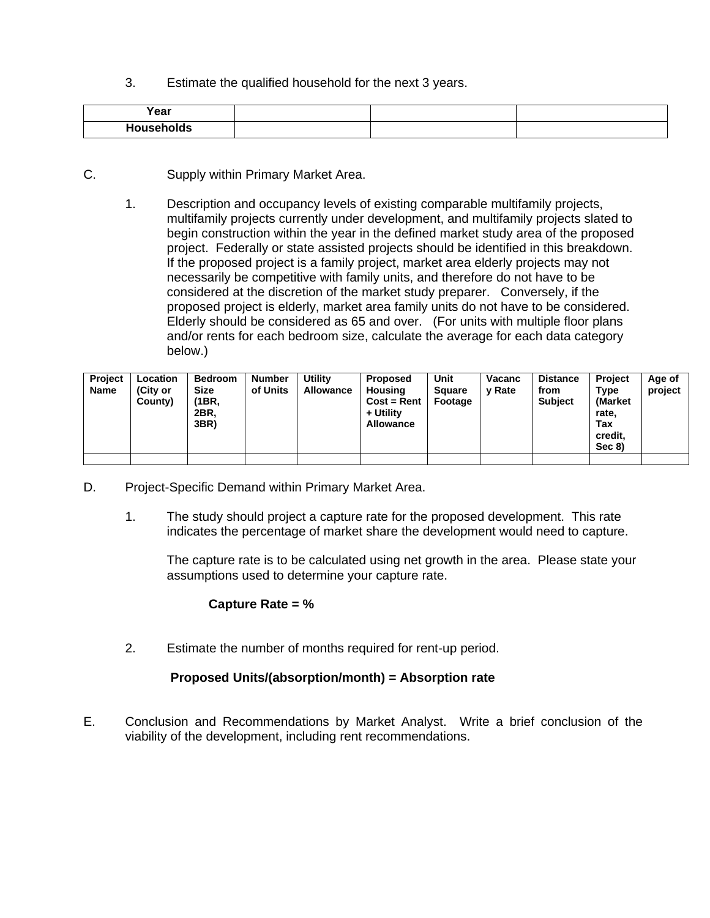3. Estimate the qualified household for the next 3 years.

| Year | | | |
|---|---|---|---|
| Households | | | |

C. Supply within Primary Market Area.

1. Description and occupancy levels of existing comparable multifamily projects, multifamily projects currently under development, and multifamily projects slated to begin construction within the year in the defined market study area of the proposed project. Federally or state assisted projects should be identified in this breakdown. If the proposed project is a family project, market area elderly projects may not necessarily be competitive with family units, and therefore do not have to be considered at the discretion of the market study preparer. Conversely, if the proposed project is elderly, market area family units do not have to be considered. Elderly should be considered as 65 and over. (For units with multiple floor plans and/or rents for each bedroom size, calculate the average for each data category below.)

| Project Name | Location (City or County) | Bedroom Size (1BR, 2BR, 3BR) | Number of Units | Utility Allowance | Proposed Housing Cost = Rent + Utility Allowance | Unit Square Footage | Vacancy Rate | Distance from Subject | Project Type (Market rate, Tax credit, Sec 8) | Age of project |
|---|---|---|---|---|---|---|---|---|---|---|
| | | | | | | | | | | |

D. Project-Specific Demand within Primary Market Area.

1. The study should project a capture rate for the proposed development. This rate indicates the percentage of market share the development would need to capture.

   The capture rate is to be calculated using net growth in the area. Please state your assumptions used to determine your capture rate.

   **Capture Rate = %**

2. Estimate the number of months required for rent-up period.

   **Proposed Units/(absorption/month) = Absorption rate**

E. Conclusion and Recommendations by Market Analyst. Write a brief conclusion of the viability of the development, including rent recommendations.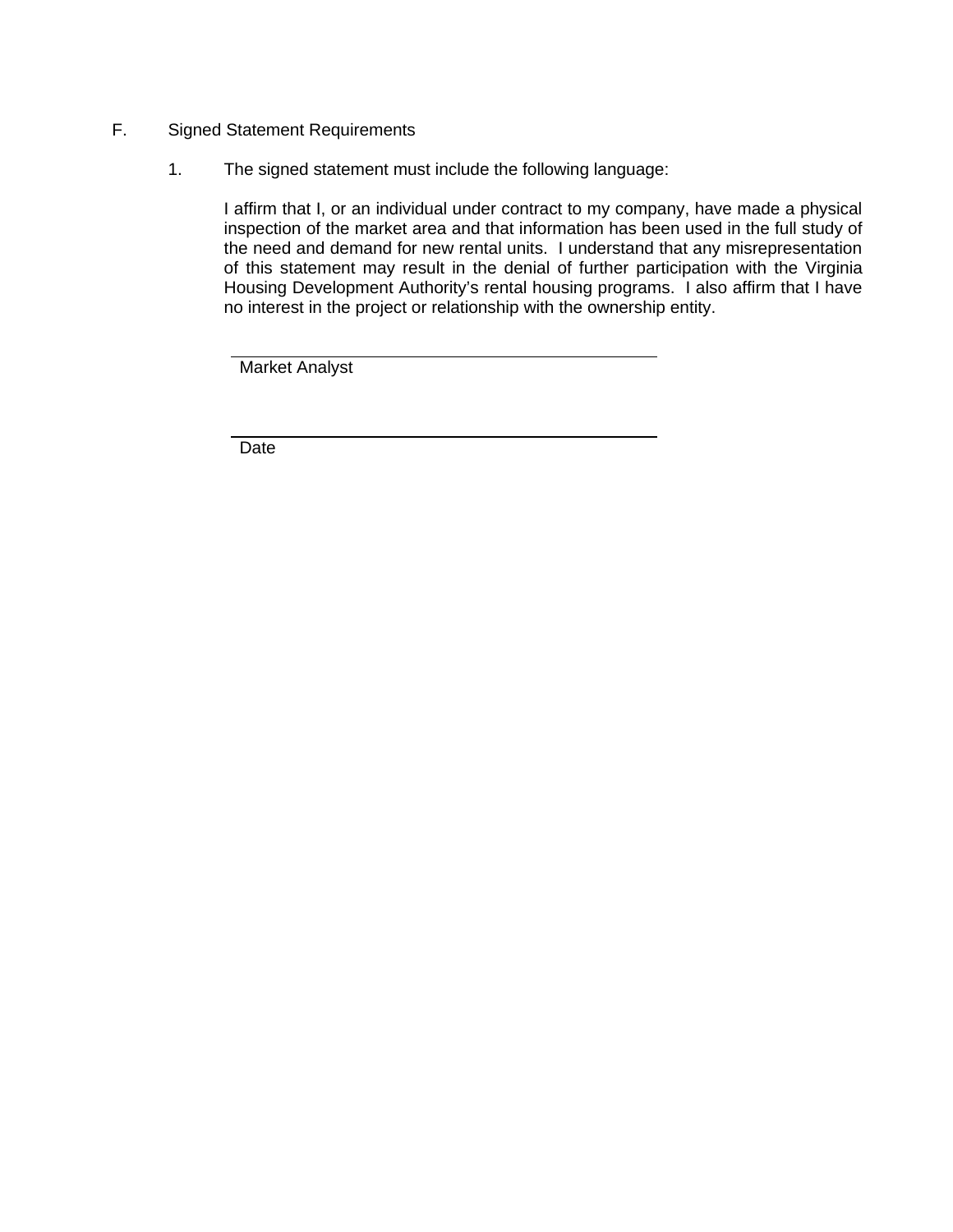F. Signed Statement Requirements

1. The signed statement must include the following language:

   I affirm that I, or an individual under contract to my company, have made a physical inspection of the market area and that information has been used in the full study of the need and demand for new rental units. I understand that any misrepresentation of this statement may result in the denial of further participation with the Virginia Housing Development Authority's rental housing programs. I also affirm that I have no interest in the project or relationship with the ownership entity.

   ______________________________
   Market Analyst

   ______________________________
   Date